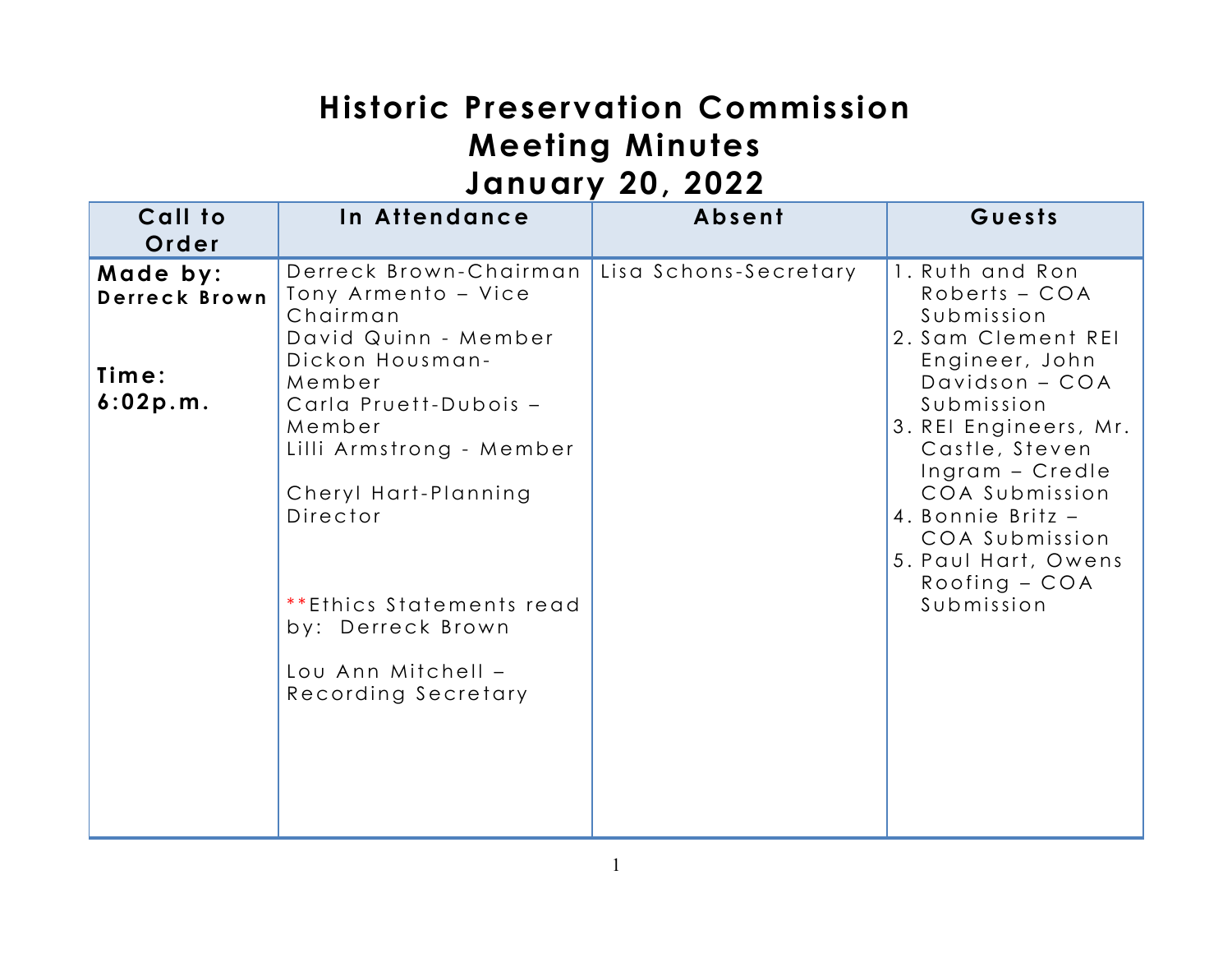# Historic Preservation Commission Meeting Minutes January 20, 2022

| Call to Order | In Attendance | Absent | Guests |
| --- | --- | --- | --- |
| **Made by: Derreck Brown**<br><br>**Time: 6:02p.m.** | Derreck Brown-Chairman<br>Tony Armento – Vice Chairman<br>David Quinn - Member<br>Dickon Housman-Member<br>Carla Pruett-Dubois – Member<br>Lilli Armstrong - Member<br><br>Cheryl Hart-Planning Director<br><br>**Ethics Statements read by: Derreck Brown<br><br>Lou Ann Mitchell – Recording Secretary | Lisa Schons-Secretary | 1. Ruth and Ron Roberts – COA Submission<br>2. Sam Clement REI Engineer, John Davidson – COA Submission<br>3. REI Engineers, Mr. Castle, Steven Ingram – Credle COA Submission<br>4. Bonnie Britz – COA Submission<br>5. Paul Hart, Owens Roofing – COA Submission |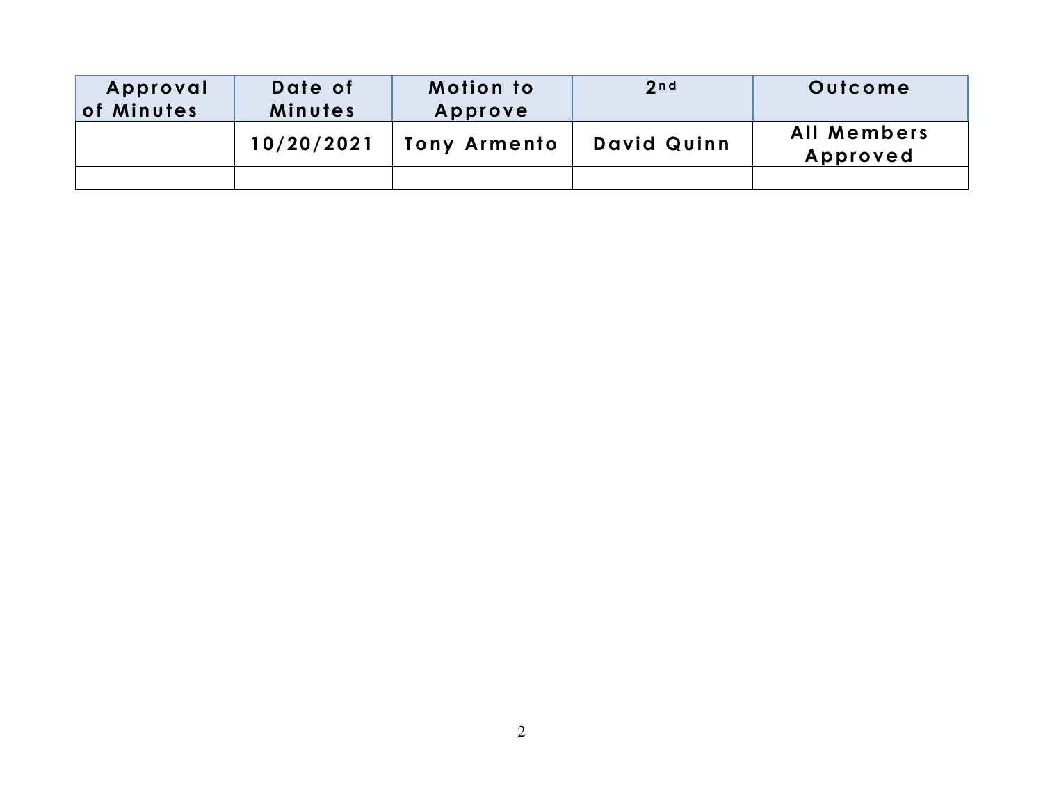| Approval of Minutes | Date of Minutes | Motion to Approve | 2nd | Outcome |
| --- | --- | --- | --- | --- |
| | 10/20/2021 | Tony Armento | David Quinn | All Members Approved |
| | | | | |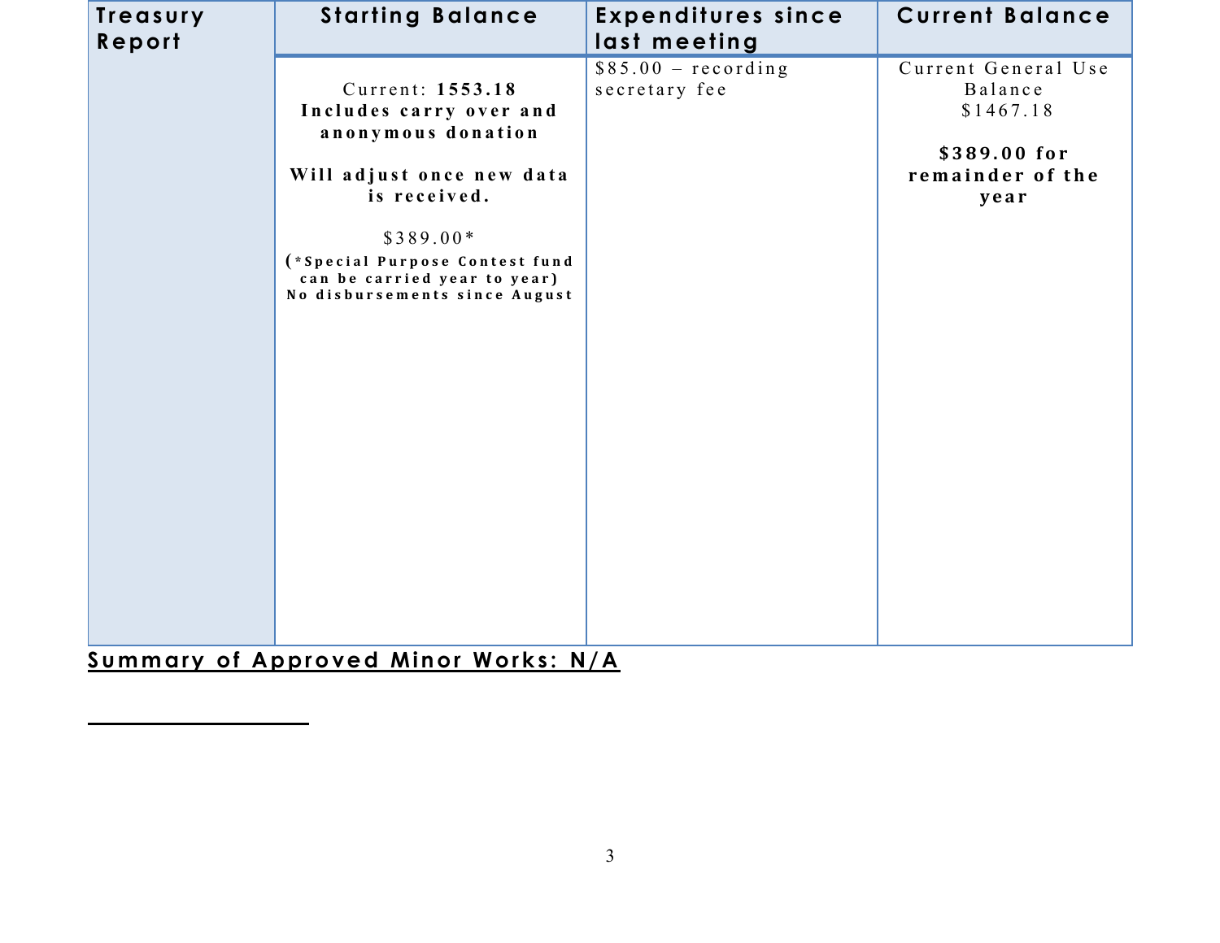| Treasury Report | Starting Balance | Expenditures since last meeting | Current Balance |
|---|---|---|---|
| | Current: **1553.18** **Includes carry over and anonymous donation**<br><br>**Will adjust once new data is received.**<br><br>$389.00*<br>**(*Special Purpose Contest fund can be carried year to year) No disbursements since August** | $85.00 – recording secretary fee | Current General Use Balance $1467.18<br><br>**$389.00 for remainder of the year** |

**Summary of Approved Minor Works: N/A**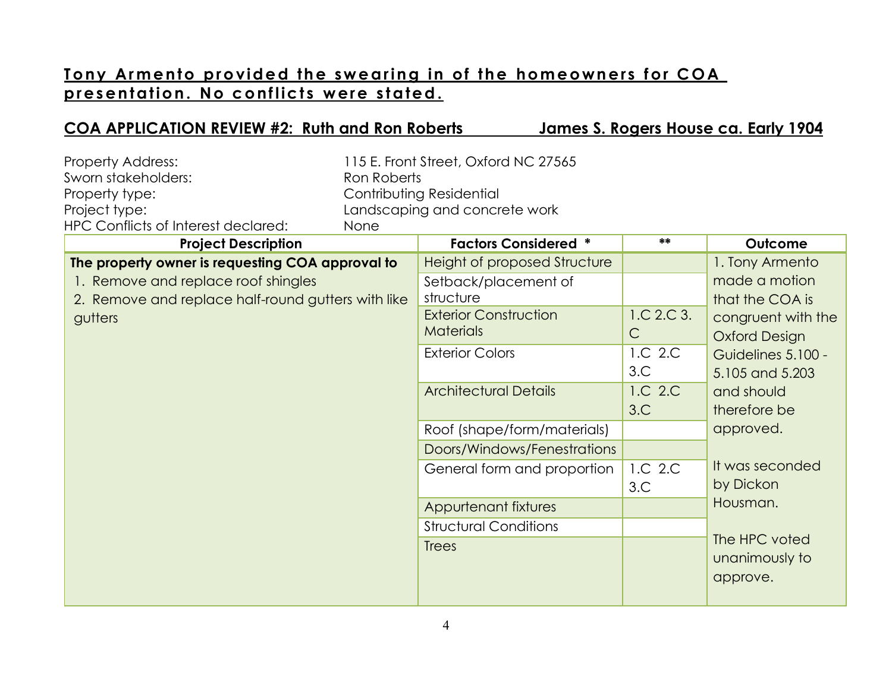**Tony Armento provided the swearing in of the homeowners for COA presentation. No conflicts were stated.**

**COA APPLICATION REVIEW #2: Ruth and Ron Roberts James S. Rogers House ca. Early 1904**

Property Address: 115 E. Front Street, Oxford NC 27565
Sworn stakeholders: Ron Roberts
Property type: Contributing Residential
Project type: Landscaping and concrete work
HPC Conflicts of Interest declared: None

| Project Description | Factors Considered * | ** | Outcome |
|---|---|---|---|
| **The property owner is requesting COA approval to**<br>1. Remove and replace roof shingles<br>2. Remove and replace half-round gutters with like gutters | Height of proposed Structure | | 1. Tony Armento made a motion that the COA is congruent with the Oxford Design Guidelines 5.100 - 5.105 and 5.203 and should therefore be approved.<br><br>It was seconded by Dickon Housman.<br><br>The HPC voted unanimously to approve. |
| | Setback/placement of structure | | |
| | Exterior Construction Materials | 1.C 2.C 3.C | |
| | Exterior Colors | 1.C 2.C 3.C | |
| | Architectural Details | 1.C 2.C 3.C | |
| | Roof (shape/form/materials) | | |
| | Doors/Windows/Fenestrations | | |
| | General form and proportion | 1.C 2.C 3.C | |
| | Appurtenant fixtures | | |
| | Structural Conditions | | |
| | Trees | | |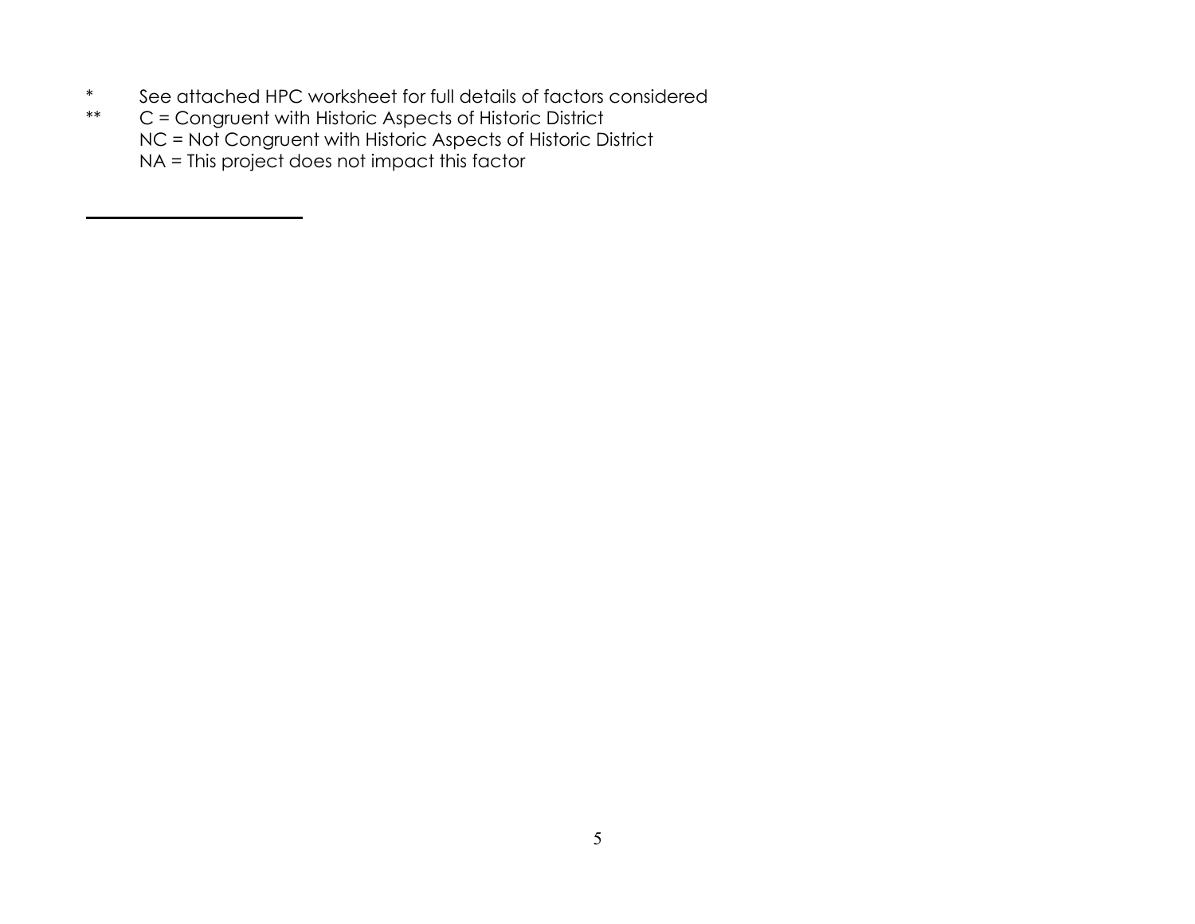* See attached HPC worksheet for full details of factors considered

** C = Congruent with Historic Aspects of Historic District
NC = Not Congruent with Historic Aspects of Historic District
NA = This project does not impact this factor

---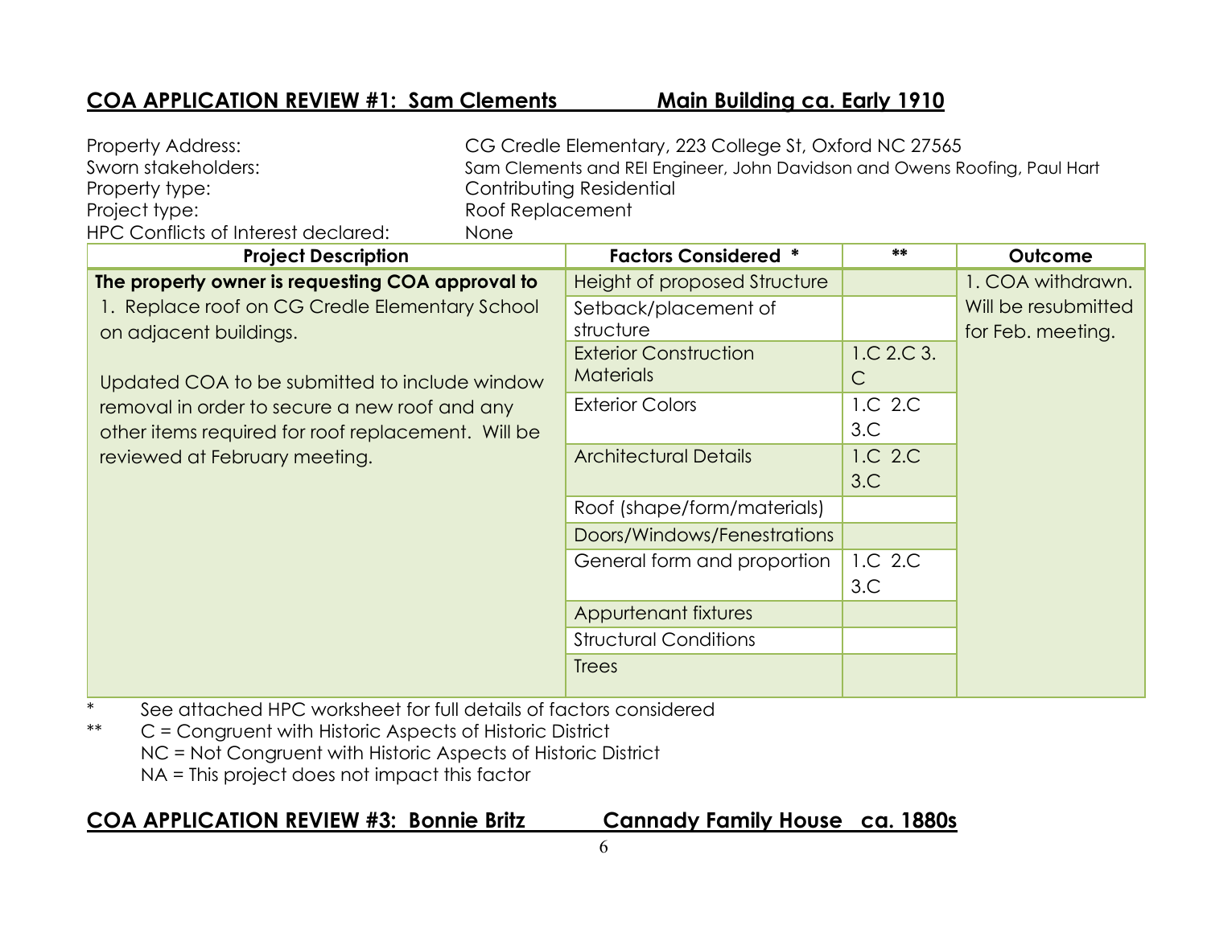## COA APPLICATION REVIEW #1: Sam Clements Main Building ca. Early 1910

Property Address: CG Credle Elementary, 223 College St, Oxford NC 27565
Sworn stakeholders: Sam Clements and REI Engineer, John Davidson and Owens Roofing, Paul Hart
Property type: Contributing Residential
Project type: Roof Replacement
HPC Conflicts of Interest declared: None

| Project Description | Factors Considered * | ** | Outcome |
|---|---|---|---|
| **The property owner is requesting COA approval to** 1. Replace roof on CG Credle Elementary School on adjacent buildings. Updated COA to be submitted to include window removal in order to secure a new roof and any other items required for roof replacement. Will be reviewed at February meeting. | Height of proposed Structure | | 1. COA withdrawn. Will be resubmitted for Feb. meeting. |
| | Setback/placement of structure | | |
| | Exterior Construction Materials | 1.C 2.C 3. C | |
| | Exterior Colors | 1.C 2.C 3.C | |
| | Architectural Details | 1.C 2.C 3.C | |
| | Roof (shape/form/materials) | | |
| | Doors/Windows/Fenestrations | | |
| | General form and proportion | 1.C 2.C 3.C | |
| | Appurtenant fixtures | | |
| | Structural Conditions | | |
| | Trees | | |

\* See attached HPC worksheet for full details of factors considered
\*\* C = Congruent with Historic Aspects of Historic District
NC = Not Congruent with Historic Aspects of Historic District
NA = This project does not impact this factor

## COA APPLICATION REVIEW #3: Bonnie Britz Cannady Family House ca. 1880s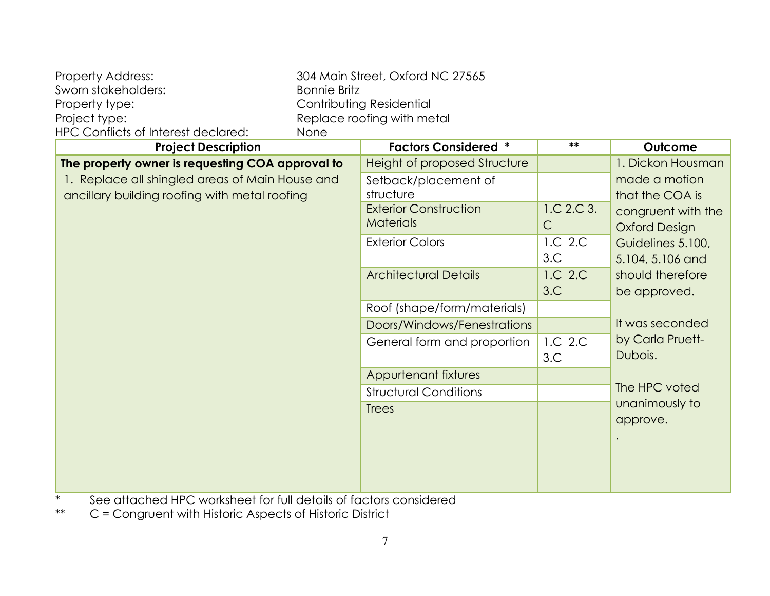Property Address: 304 Main Street, Oxford NC 27565
Sworn stakeholders: Bonnie Britz
Property type: Contributing Residential
Project type: Replace roofing with metal
HPC Conflicts of Interest declared: None

| Project Description | Factors Considered * | ** | Outcome |
|---|---|---|---|
| **The property owner is requesting COA approval to**<br>1. Replace all shingled areas of Main House and ancillary building roofing with metal roofing | Height of proposed Structure | | 1. Dickon Housman made a motion that the COA is congruent with the Oxford Design Guidelines 5.100, 5.104, 5.106 and should therefore be approved.<br><br>It was seconded by Carla Pruett-Dubois.<br><br>The HPC voted unanimously to approve.<br>. |
| | Setback/placement of structure | | |
| | Exterior Construction Materials | 1.C 2.C 3.C | |
| | Exterior Colors | 1.C 2.C 3.C | |
| | Architectural Details | 1.C 2.C 3.C | |
| | Roof (shape/form/materials) | | |
| | Doors/Windows/Fenestrations | | |
| | General form and proportion | 1.C 2.C 3.C | |
| | Appurtenant fixtures | | |
| | Structural Conditions | | |
| | Trees | | |

\* See attached HPC worksheet for full details of factors considered
\*\* C = Congruent with Historic Aspects of Historic District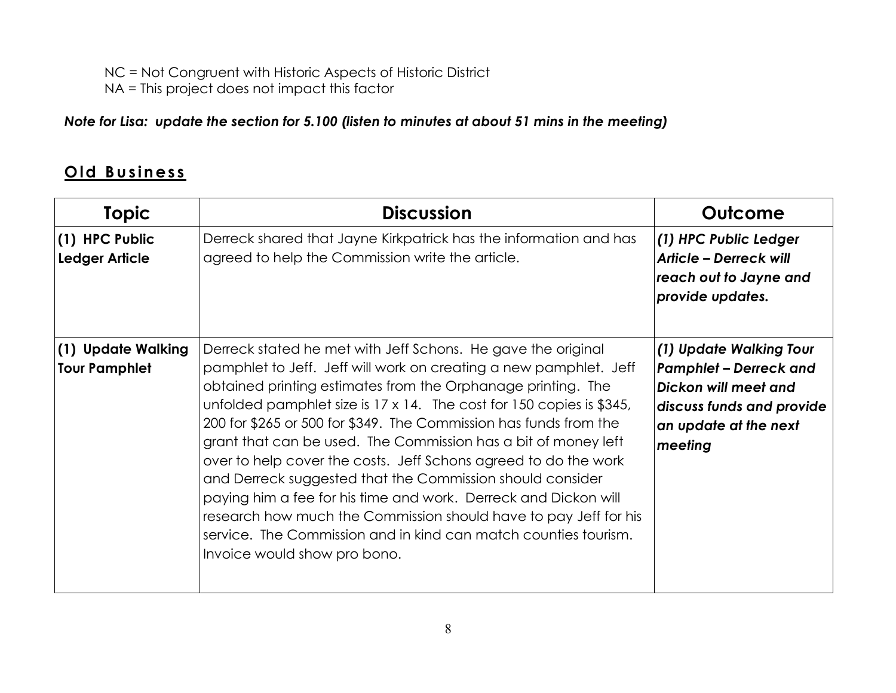NC = Not Congruent with Historic Aspects of Historic District
NA = This project does not impact this factor

***Note for Lisa: update the section for 5.100 (listen to minutes at about 51 mins in the meeting)***

## Old Business

| Topic | Discussion | Outcome |
|---|---|---|
| **(1) HPC Public Ledger Article** | Derreck shared that Jayne Kirkpatrick has the information and has agreed to help the Commission write the article. | ***(1) HPC Public Ledger Article – Derreck will reach out to Jayne and provide updates.*** |
| **(1) Update Walking Tour Pamphlet** | Derreck stated he met with Jeff Schons. He gave the original pamphlet to Jeff. Jeff will work on creating a new pamphlet. Jeff obtained printing estimates from the Orphanage printing. The unfolded pamphlet size is 17 x 14. The cost for 150 copies is $345, 200 for $265 or 500 for $349. The Commission has funds from the grant that can be used. The Commission has a bit of money left over to help cover the costs. Jeff Schons agreed to do the work and Derreck suggested that the Commission should consider paying him a fee for his time and work. Derreck and Dickon will research how much the Commission should have to pay Jeff for his service. The Commission and in kind can match counties tourism. Invoice would show pro bono. | ***(1) Update Walking Tour Pamphlet – Derreck and Dickon will meet and discuss funds and provide an update at the next meeting*** |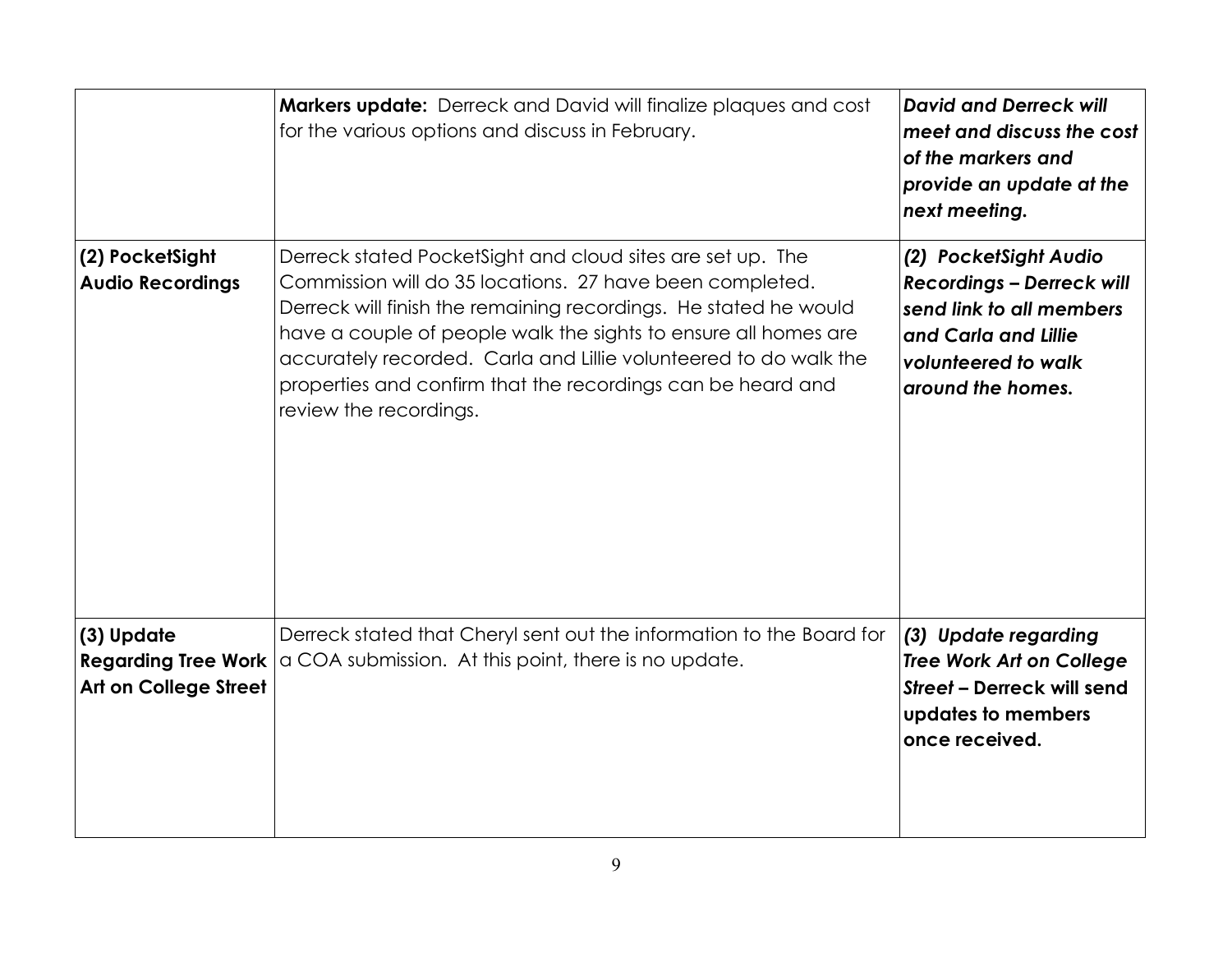| | | |
|---|---|---|
| | **Markers update:** Derreck and David will finalize plaques and cost for the various options and discuss in February. | ***David and Derreck will meet and discuss the cost of the markers and provide an update at the next meeting.*** |
| **(2) PocketSight Audio Recordings** | Derreck stated PocketSight and cloud sites are set up. The Commission will do 35 locations. 27 have been completed. Derreck will finish the remaining recordings. He stated he would have a couple of people walk the sights to ensure all homes are accurately recorded. Carla and Lillie volunteered to do walk the properties and confirm that the recordings can be heard and review the recordings. | ***(2) PocketSight Audio Recordings – Derreck will send link to all members and Carla and Lillie volunteered to walk around the homes.*** |
| **(3) Update Regarding Tree Work Art on College Street** | Derreck stated that Cheryl sent out the information to the Board for a COA submission. At this point, there is no update. | ***(3) Update regarding Tree Work Art on College Street* – Derreck will send updates to members once received.** |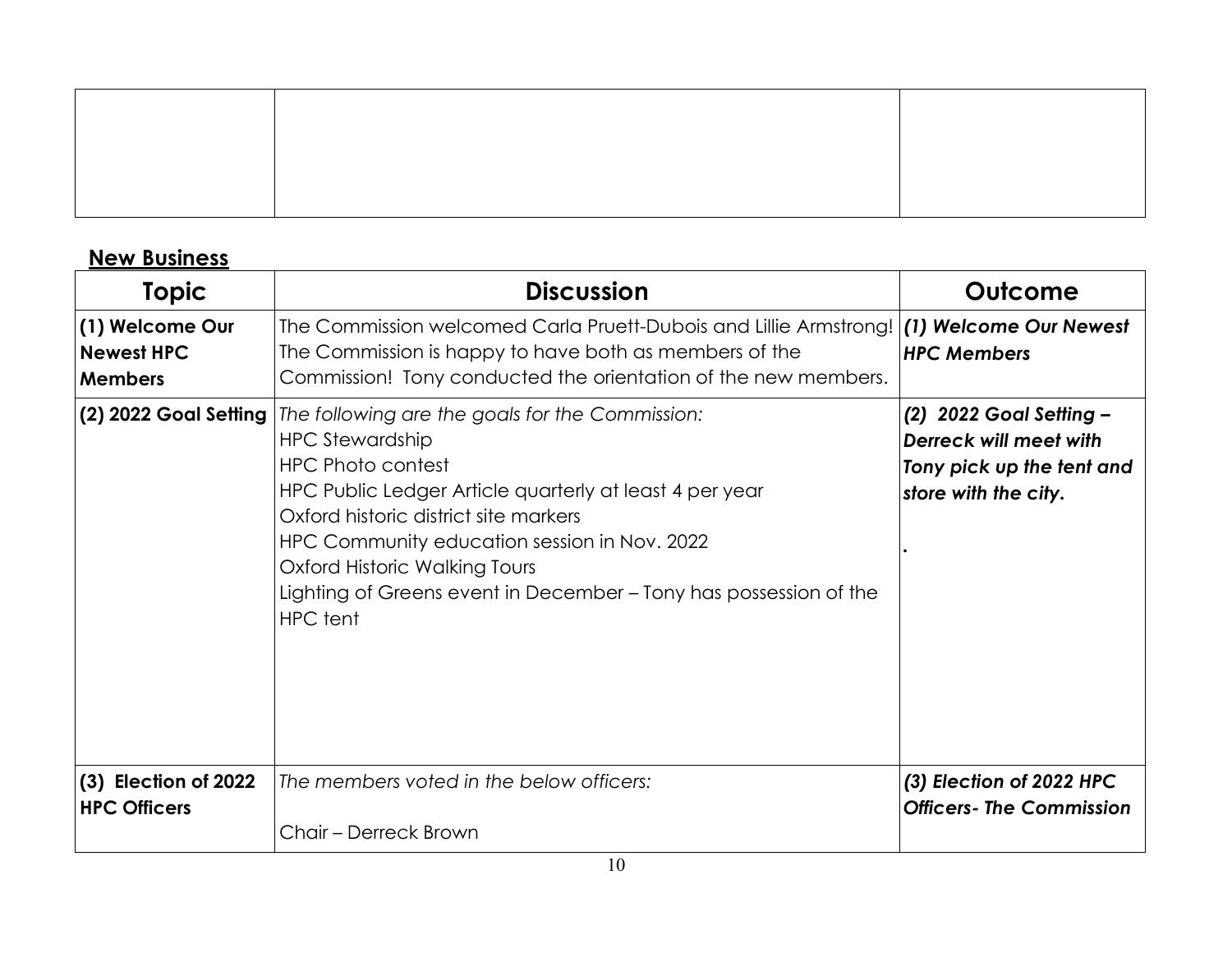| | | |
|---|---|---|
| | | |

**New Business**

| Topic | Discussion | Outcome |
|---|---|---|
| **(1) Welcome Our Newest HPC Members** | The Commission welcomed Carla Pruett-Dubois and Lillie Armstrong! The Commission is happy to have both as members of the Commission! Tony conducted the orientation of the new members. | ***(1) Welcome Our Newest HPC Members*** |
| **(2) 2022 Goal Setting** | *The following are the goals for the Commission:*<br>HPC Stewardship<br>HPC Photo contest<br>HPC Public Ledger Article quarterly at least 4 per year<br>Oxford historic district site markers<br>HPC Community education session in Nov. 2022<br>Oxford Historic Walking Tours<br>Lighting of Greens event in December – Tony has possession of the HPC tent | ***(2) 2022 Goal Setting – Derreck will meet with Tony pick up the tent and store with the city.***<br><br>. |
| **(3) Election of 2022 HPC Officers** | *The members voted in the below officers:*<br><br>Chair – Derreck Brown | ***(3) Election of 2022 HPC Officers- The Commission*** |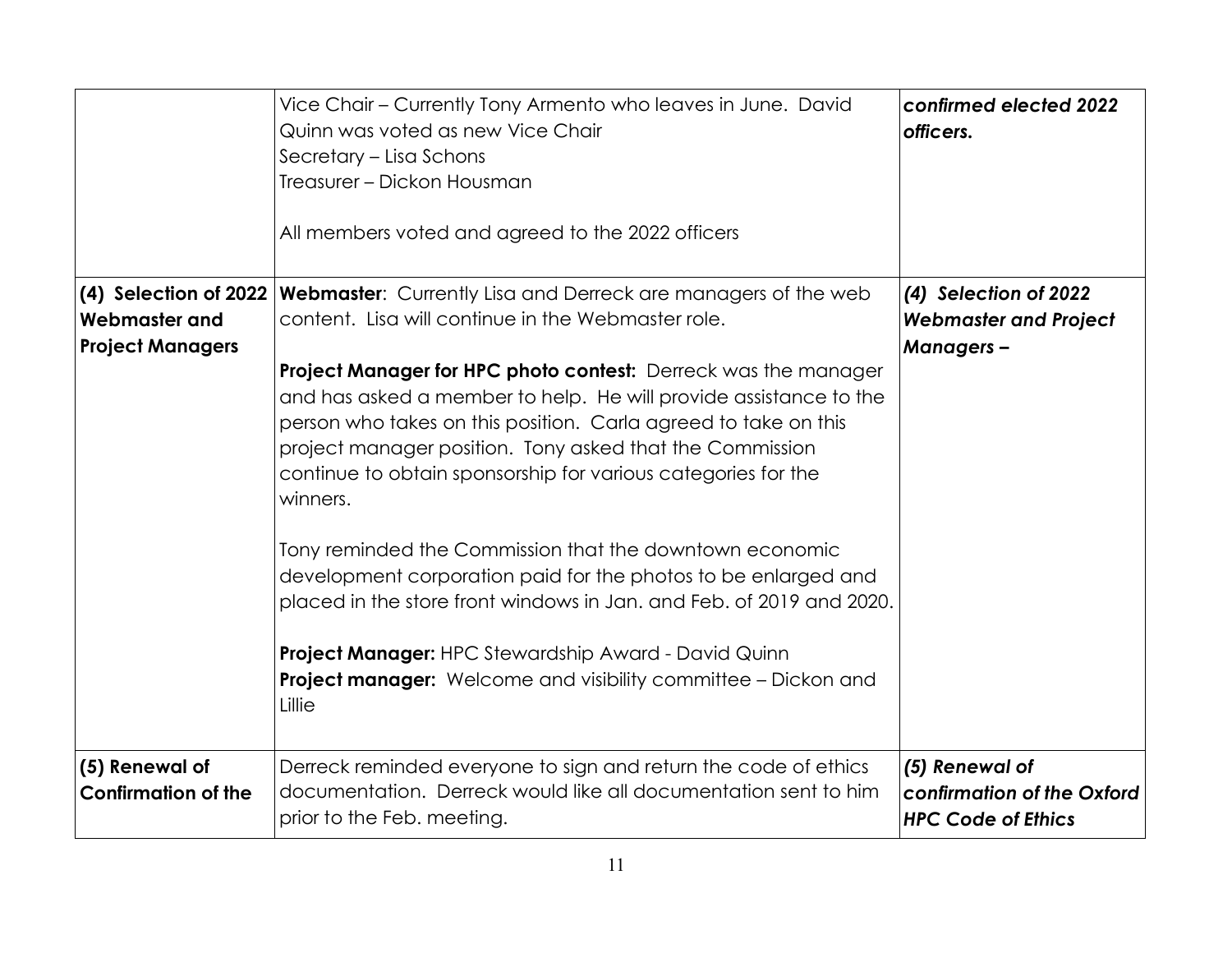| | | |
|---|---|---|
| | Vice Chair – Currently Tony Armento who leaves in June. David Quinn was voted as new Vice Chair<br>Secretary – Lisa Schons<br>Treasurer – Dickon Housman<br><br>All members voted and agreed to the 2022 officers | ***confirmed elected 2022 officers.*** |
| **(4) Selection of 2022 Webmaster and Project Managers** | **Webmaster**: Currently Lisa and Derreck are managers of the web content. Lisa will continue in the Webmaster role.<br><br>**Project Manager for HPC photo contest:** Derreck was the manager and has asked a member to help. He will provide assistance to the person who takes on this position. Carla agreed to take on this project manager position. Tony asked that the Commission continue to obtain sponsorship for various categories for the winners.<br><br>Tony reminded the Commission that the downtown economic development corporation paid for the photos to be enlarged and placed in the store front windows in Jan. and Feb. of 2019 and 2020.<br><br>**Project Manager:** HPC Stewardship Award - David Quinn<br>**Project manager:** Welcome and visibility committee – Dickon and Lillie | ***(4) Selection of 2022 Webmaster and Project Managers –*** |
| **(5) Renewal of Confirmation of the** | Derreck reminded everyone to sign and return the code of ethics documentation. Derreck would like all documentation sent to him prior to the Feb. meeting. | ***(5) Renewal of confirmation of the Oxford HPC Code of Ethics*** |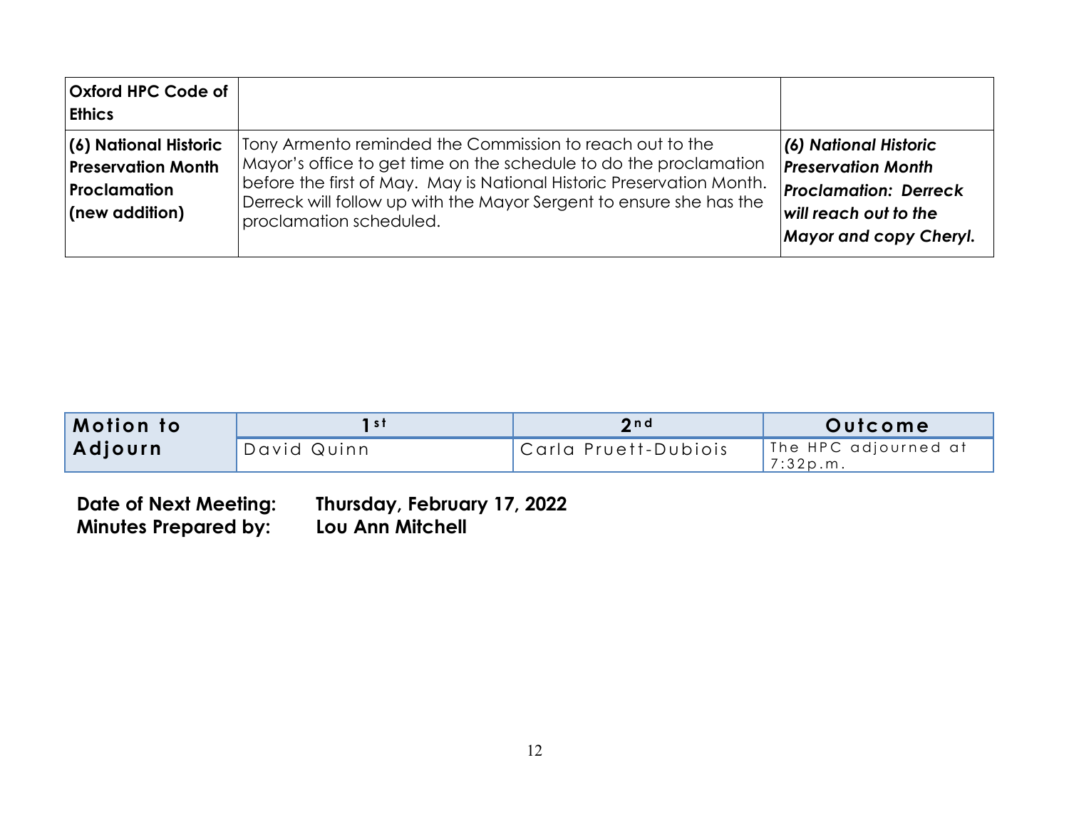| | | |
|---|---|---|
| **Oxford HPC Code of Ethics** | | |
| **(6) National Historic Preservation Month Proclamation (new addition)** | Tony Armento reminded the Commission to reach out to the Mayor's office to get time on the schedule to do the proclamation before the first of May. May is National Historic Preservation Month. Derreck will follow up with the Mayor Sergent to ensure she has the proclamation scheduled. | ***(6) National Historic Preservation Month Proclamation: Derreck will reach out to the Mayor and copy Cheryl.*** |

| Motion to Adjourn | 1st | 2nd | Outcome |
|---|---|---|---|
| | David Quinn | Carla Pruett-Dubiois | The HPC adjourned at 7:32p.m. |

**Date of Next Meeting:** **Thursday, February 17, 2022**
**Minutes Prepared by:** **Lou Ann Mitchell**